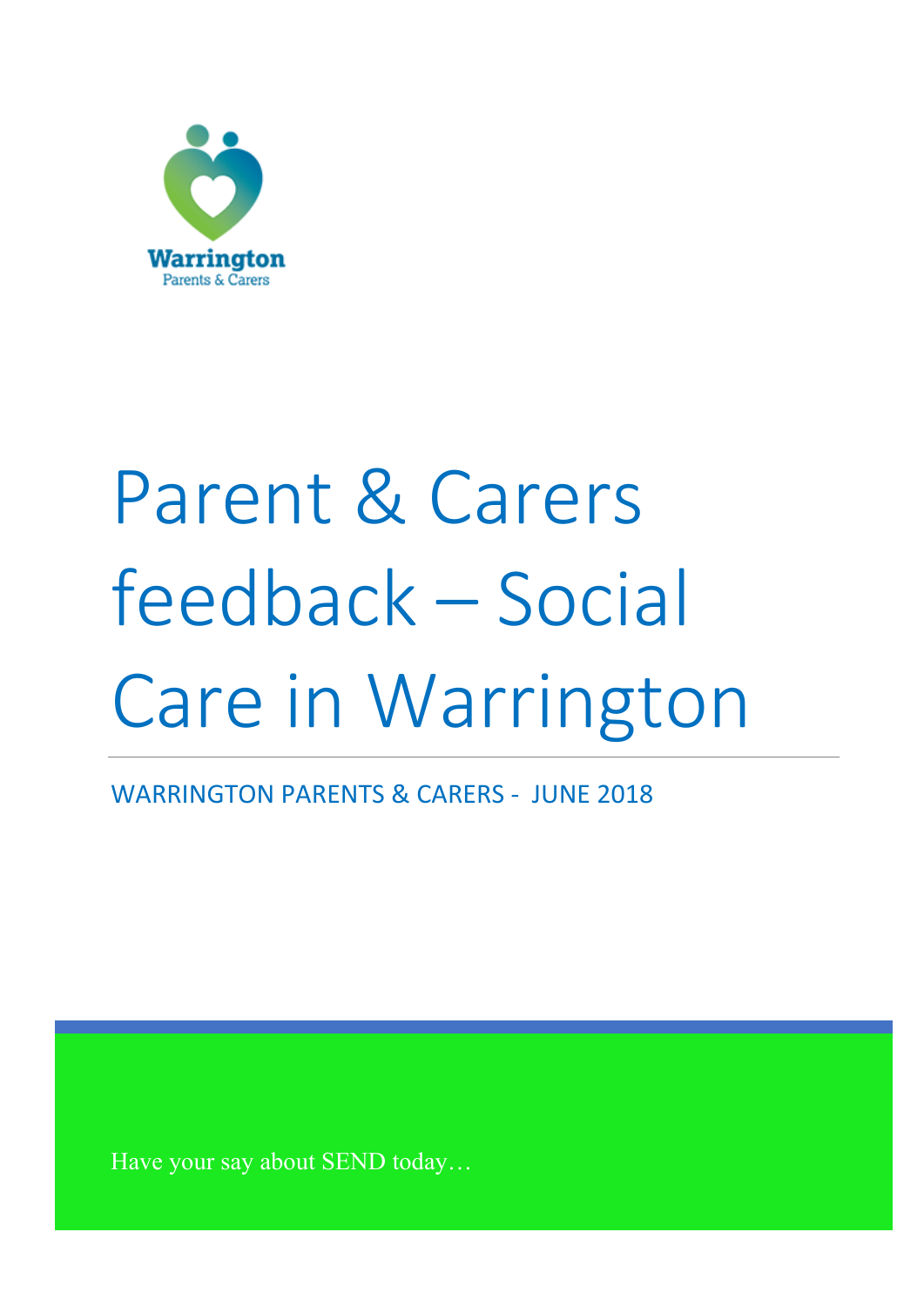Warrington
Parents & Carers

# Parent & Carers feedback – Social Care in Warrington

WARRINGTON PARENTS & CARERS - JUNE 2018

Have your say about SEND today…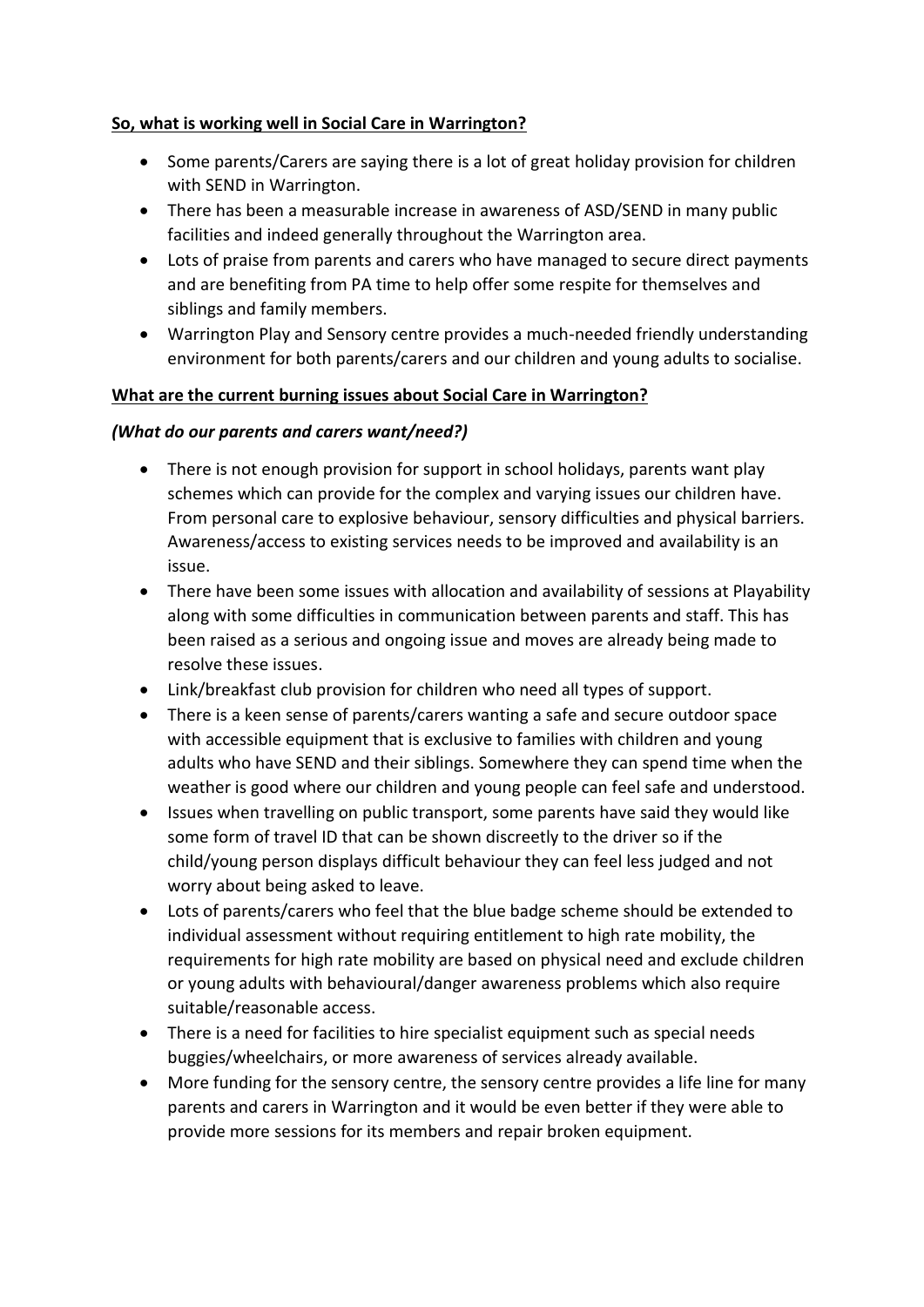**So, what is working well in Social Care in Warrington?**

- Some parents/Carers are saying there is a lot of great holiday provision for children with SEND in Warrington.
- There has been a measurable increase in awareness of ASD/SEND in many public facilities and indeed generally throughout the Warrington area.
- Lots of praise from parents and carers who have managed to secure direct payments and are benefiting from PA time to help offer some respite for themselves and siblings and family members.
- Warrington Play and Sensory centre provides a much-needed friendly understanding environment for both parents/carers and our children and young adults to socialise.

**What are the current burning issues about Social Care in Warrington?**

***(What do our parents and carers want/need?)***

- There is not enough provision for support in school holidays, parents want play schemes which can provide for the complex and varying issues our children have. From personal care to explosive behaviour, sensory difficulties and physical barriers. Awareness/access to existing services needs to be improved and availability is an issue.
- There have been some issues with allocation and availability of sessions at Playability along with some difficulties in communication between parents and staff. This has been raised as a serious and ongoing issue and moves are already being made to resolve these issues.
- Link/breakfast club provision for children who need all types of support.
- There is a keen sense of parents/carers wanting a safe and secure outdoor space with accessible equipment that is exclusive to families with children and young adults who have SEND and their siblings. Somewhere they can spend time when the weather is good where our children and young people can feel safe and understood.
- Issues when travelling on public transport, some parents have said they would like some form of travel ID that can be shown discreetly to the driver so if the child/young person displays difficult behaviour they can feel less judged and not worry about being asked to leave.
- Lots of parents/carers who feel that the blue badge scheme should be extended to individual assessment without requiring entitlement to high rate mobility, the requirements for high rate mobility are based on physical need and exclude children or young adults with behavioural/danger awareness problems which also require suitable/reasonable access.
- There is a need for facilities to hire specialist equipment such as special needs buggies/wheelchairs, or more awareness of services already available.
- More funding for the sensory centre, the sensory centre provides a life line for many parents and carers in Warrington and it would be even better if they were able to provide more sessions for its members and repair broken equipment.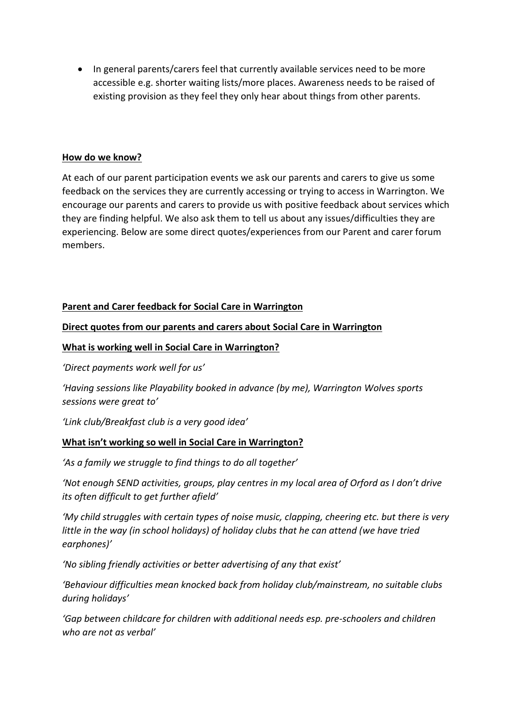- In general parents/carers feel that currently available services need to be more accessible e.g. shorter waiting lists/more places. Awareness needs to be raised of existing provision as they feel they only hear about things from other parents.

**How do we know?**

At each of our parent participation events we ask our parents and carers to give us some feedback on the services they are currently accessing or trying to access in Warrington. We encourage our parents and carers to provide us with positive feedback about services which they are finding helpful. We also ask them to tell us about any issues/difficulties they are experiencing. Below are some direct quotes/experiences from our Parent and carer forum members.

**Parent and Carer feedback for Social Care in Warrington**

**Direct quotes from our parents and carers about Social Care in Warrington**

**What is working well in Social Care in Warrington?**

*'Direct payments work well for us'*

*'Having sessions like Playability booked in advance (by me), Warrington Wolves sports sessions were great to'*

*'Link club/Breakfast club is a very good idea'*

**What isn't working so well in Social Care in Warrington?**

*'As a family we struggle to find things to do all together'*

*'Not enough SEND activities, groups, play centres in my local area of Orford as I don't drive its often difficult to get further afield'*

*'My child struggles with certain types of noise music, clapping, cheering etc. but there is very little in the way (in school holidays) of holiday clubs that he can attend (we have tried earphones)'*

*'No sibling friendly activities or better advertising of any that exist'*

*'Behaviour difficulties mean knocked back from holiday club/mainstream, no suitable clubs during holidays'*

*'Gap between childcare for children with additional needs esp. pre-schoolers and children who are not as verbal'*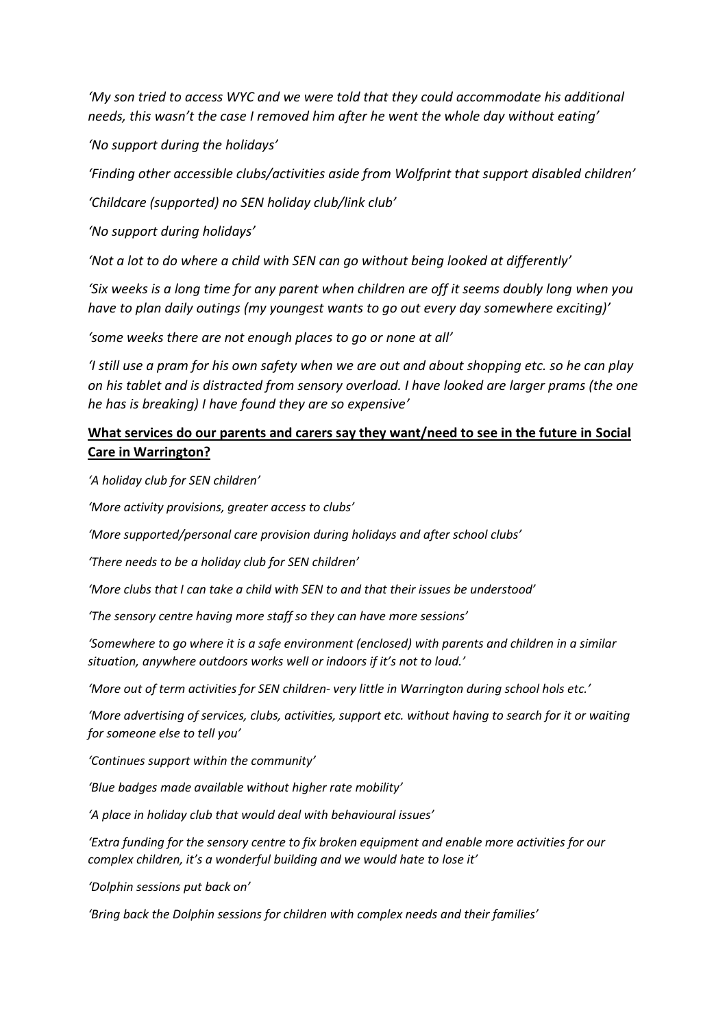*'My son tried to access WYC and we were told that they could accommodate his additional needs, this wasn't the case I removed him after he went the whole day without eating'*

*'No support during the holidays'*

*'Finding other accessible clubs/activities aside from Wolfprint that support disabled children'*

*'Childcare (supported) no SEN holiday club/link club'*

*'No support during holidays'*

*'Not a lot to do where a child with SEN can go without being looked at differently'*

*'Six weeks is a long time for any parent when children are off it seems doubly long when you have to plan daily outings (my youngest wants to go out every day somewhere exciting)'*

*'some weeks there are not enough places to go or none at all'*

*'I still use a pram for his own safety when we are out and about shopping etc. so he can play on his tablet and is distracted from sensory overload. I have looked are larger prams (the one he has is breaking) I have found they are so expensive'*

**<u>What services do our parents and carers say they want/need to see in the future in Social Care in Warrington?</u>**

*'A holiday club for SEN children'*

*'More activity provisions, greater access to clubs'*

*'More supported/personal care provision during holidays and after school clubs'*

*'There needs to be a holiday club for SEN children'*

*'More clubs that I can take a child with SEN to and that their issues be understood'*

*'The sensory centre having more staff so they can have more sessions'*

*'Somewhere to go where it is a safe environment (enclosed) with parents and children in a similar situation, anywhere outdoors works well or indoors if it's not to loud.'*

*'More out of term activities for SEN children- very little in Warrington during school hols etc.'*

*'More advertising of services, clubs, activities, support etc. without having to search for it or waiting for someone else to tell you'*

*'Continues support within the community'*

*'Blue badges made available without higher rate mobility'*

*'A place in holiday club that would deal with behavioural issues'*

*'Extra funding for the sensory centre to fix broken equipment and enable more activities for our complex children, it's a wonderful building and we would hate to lose it'*

*'Dolphin sessions put back on'*

*'Bring back the Dolphin sessions for children with complex needs and their families'*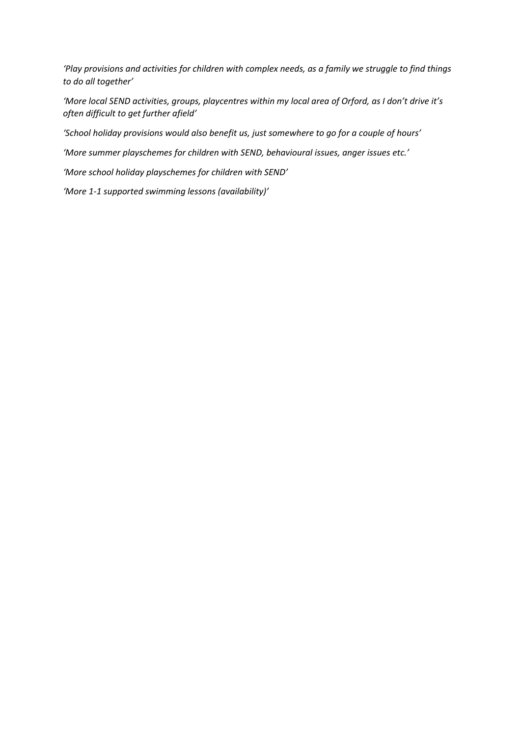*'Play provisions and activities for children with complex needs, as a family we struggle to find things to do all together'*

*'More local SEND activities, groups, playcentres within my local area of Orford, as I don't drive it's often difficult to get further afield'*

*'School holiday provisions would also benefit us, just somewhere to go for a couple of hours'*

*'More summer playschemes for children with SEND, behavioural issues, anger issues etc.'*

*'More school holiday playschemes for children with SEND'*

*'More 1-1 supported swimming lessons (availability)'*